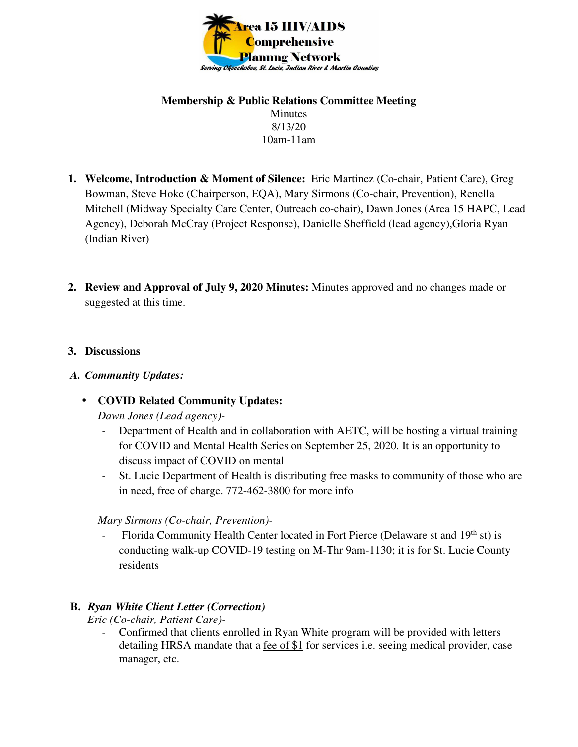Area 15 HIV/AIDS Comprehensive Plannng Network

Serving Okeechobee, St. Lucie, Indian River & Martin Counties

**Membership & Public Relations Committee Meeting**

Minutes

8/13/20

10am-11am

1. **Welcome, Introduction & Moment of Silence:** Eric Martinez (Co-chair, Patient Care), Greg Bowman, Steve Hoke (Chairperson, EQA), Mary Sirmons (Co-chair, Prevention), Renella Mitchell (Midway Specialty Care Center, Outreach co-chair), Dawn Jones (Area 15 HAPC, Lead Agency), Deborah McCray (Project Response), Danielle Sheffield (lead agency),Gloria Ryan (Indian River)

2. **Review and Approval of July 9, 2020 Minutes:** Minutes approved and no changes made or suggested at this time.

3. **Discussions**

**A. *Community Updates:***

- **COVID Related Community Updates:**

  *Dawn Jones (Lead agency)-*

  - Department of Health and in collaboration with AETC, will be hosting a virtual training for COVID and Mental Health Series on September 25, 2020. It is an opportunity to discuss impact of COVID on mental
  - St. Lucie Department of Health is distributing free masks to community of those who are in need, free of charge. 772-462-3800 for more info

  *Mary Sirmons (Co-chair, Prevention)-*

  - Florida Community Health Center located in Fort Pierce (Delaware st and 19th st) is conducting walk-up COVID-19 testing on M-Thr 9am-1130; it is for St. Lucie County residents

**B. *Ryan White Client Letter (Correction)***

*Eric (Co-chair, Patient Care)-*

- Confirmed that clients enrolled in Ryan White program will be provided with letters detailing HRSA mandate that a fee of $1 for services i.e. seeing medical provider, case manager, etc.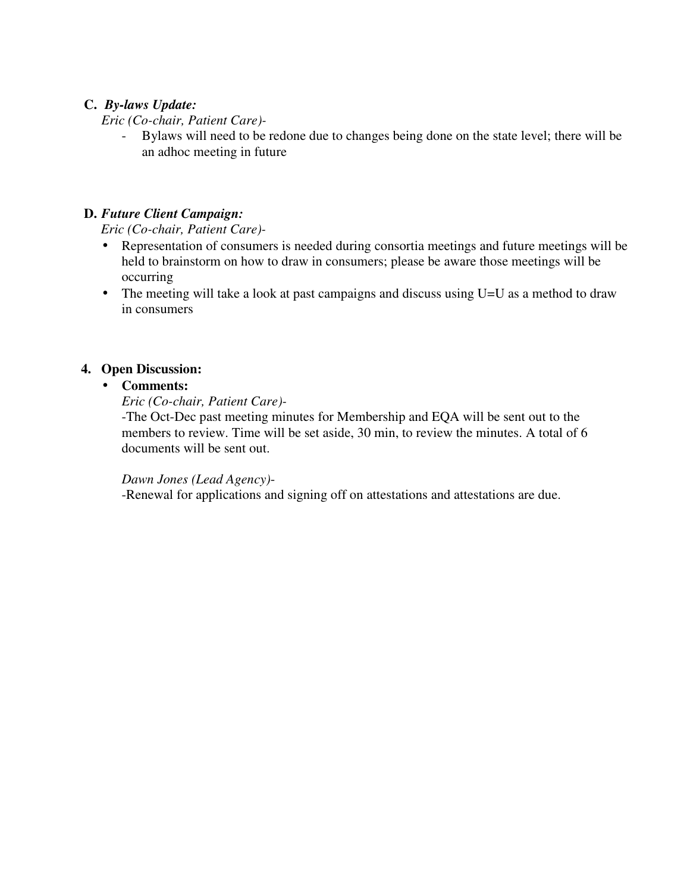**C.** ***By-laws Update:***

*Eric (Co-chair, Patient Care)-*

- Bylaws will need to be redone due to changes being done on the state level; there will be an adhoc meeting in future

**D.** ***Future Client Campaign:***

*Eric (Co-chair, Patient Care)-*

- Representation of consumers is needed during consortia meetings and future meetings will be held to brainstorm on how to draw in consumers; please be aware those meetings will be occurring
- The meeting will take a look at past campaigns and discuss using U=U as a method to draw in consumers

**4. Open Discussion:**

- **Comments:**

  *Eric (Co-chair, Patient Care)-*

  -The Oct-Dec past meeting minutes for Membership and EQA will be sent out to the members to review. Time will be set aside, 30 min, to review the minutes. A total of 6 documents will be sent out.

  *Dawn Jones (Lead Agency)-*

  -Renewal for applications and signing off on attestations and attestations are due.